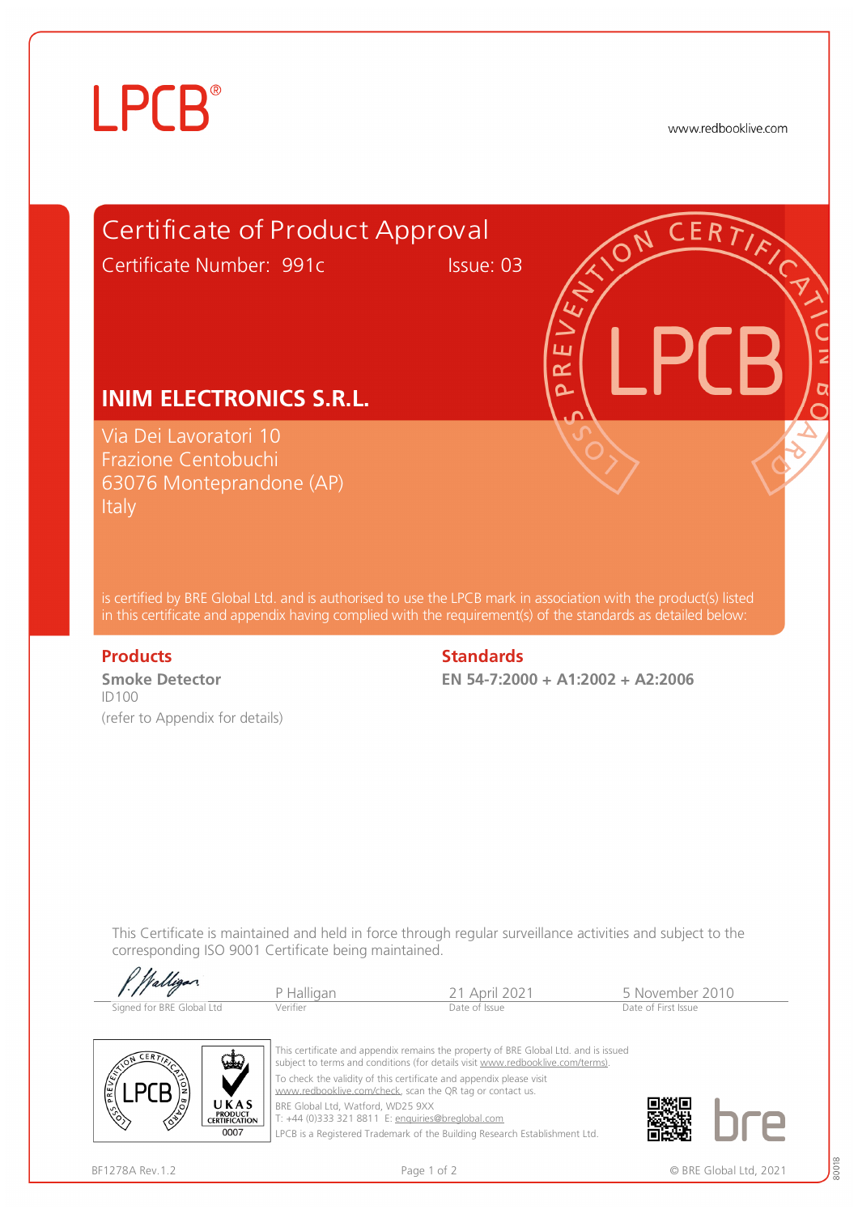LPCB®

www.redbooklive.com

# Certificate of Product Approval

Certificate Number: 991c    Issue: 03

## INIM ELECTRONICS S.R.L.

Via Dei Lavoratori 10
Frazione Centobuchi
63076 Monteprandone (AP)
Italy

is certified by BRE Global Ltd. and is authorised to use the LPCB mark in association with the product(s) listed in this certificate and appendix having complied with the requirement(s) of the standards as detailed below:

| Products | Standards |
|---|---|
| **Smoke Detector**<br>ID100<br>(refer to Appendix for details) | **EN 54-7:2000 + A1:2002 + A2:2006** |

This Certificate is maintained and held in force through regular surveillance activities and subject to the corresponding ISO 9001 Certificate being maintained.

| Signed for BRE Global Ltd | P Halligan | 21 April 2021 | 5 November 2010 |
|---|---|---|---|
| | Verifier | Date of Issue | Date of First Issue |

This certificate and appendix remains the property of BRE Global Ltd. and is issued subject to terms and conditions (for details visit www.redbooklive.com/terms).

To check the validity of this certificate and appendix please visit www.redbooklive.com/check, scan the QR tag or contact us.

BRE Global Ltd, Watford, WD25 9XX
T: +44 (0)333 321 8811 E: enquiries@breglobal.com

LPCB is a Registered Trademark of the Building Research Establishment Ltd.

UKAS PRODUCT CERTIFICATION 0007

BF1278A Rev.1.2    © BRE Global Ltd, 2021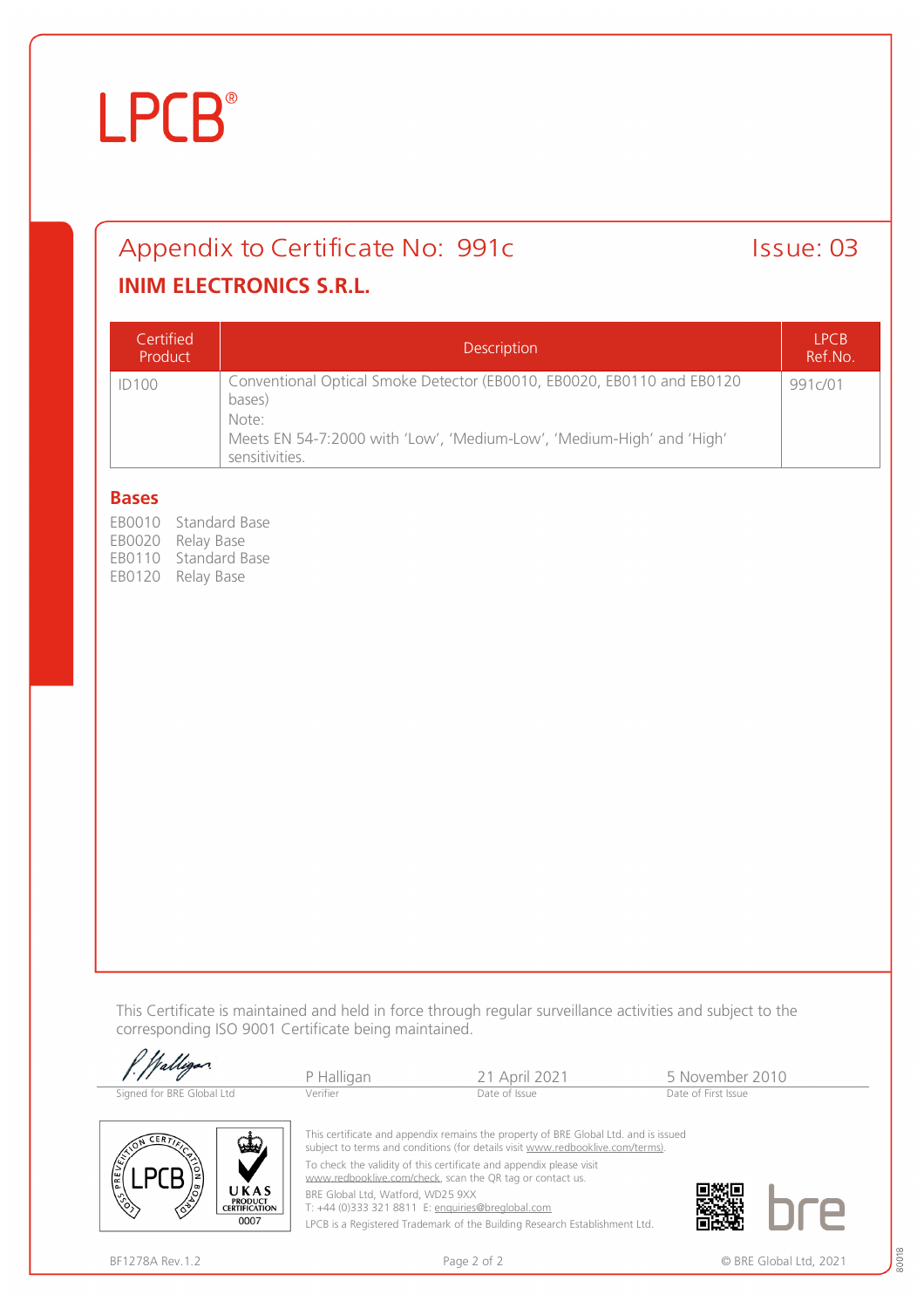LPCB®

## Appendix to Certificate No: 991c Issue: 03

### INIM ELECTRONICS S.R.L.

| Certified Product | Description | LPCB Ref.No. |
|---|---|---|
| ID100 | Conventional Optical Smoke Detector (EB0010, EB0020, EB0110 and EB0120 bases)<br>Note:<br>Meets EN 54-7:2000 with 'Low', 'Medium-Low', 'Medium-High' and 'High' sensitivities. | 991c/01 |

### Bases

EB0010 Standard Base
EB0020 Relay Base
EB0110 Standard Base
EB0120 Relay Base

This Certificate is maintained and held in force through regular surveillance activities and subject to the corresponding ISO 9001 Certificate being maintained.

| Signed for BRE Global Ltd | P Halligan<br>Verifier | 21 April 2021<br>Date of Issue | 5 November 2010<br>Date of First Issue |
|---|---|---|---|

This certificate and appendix remains the property of BRE Global Ltd. and is issued subject to terms and conditions (for details visit www.redbooklive.com/terms).

To check the validity of this certificate and appendix please visit www.redbooklive.com/check, scan the QR tag or contact us.

BRE Global Ltd, Watford, WD25 9XX
T: +44 (0)333 321 8811 E: enquiries@breglobal.com

LPCB is a Registered Trademark of the Building Research Establishment Ltd.

UKAS PRODUCT CERTIFICATION 0007

BF1278A Rev.1.2

© BRE Global Ltd, 2021